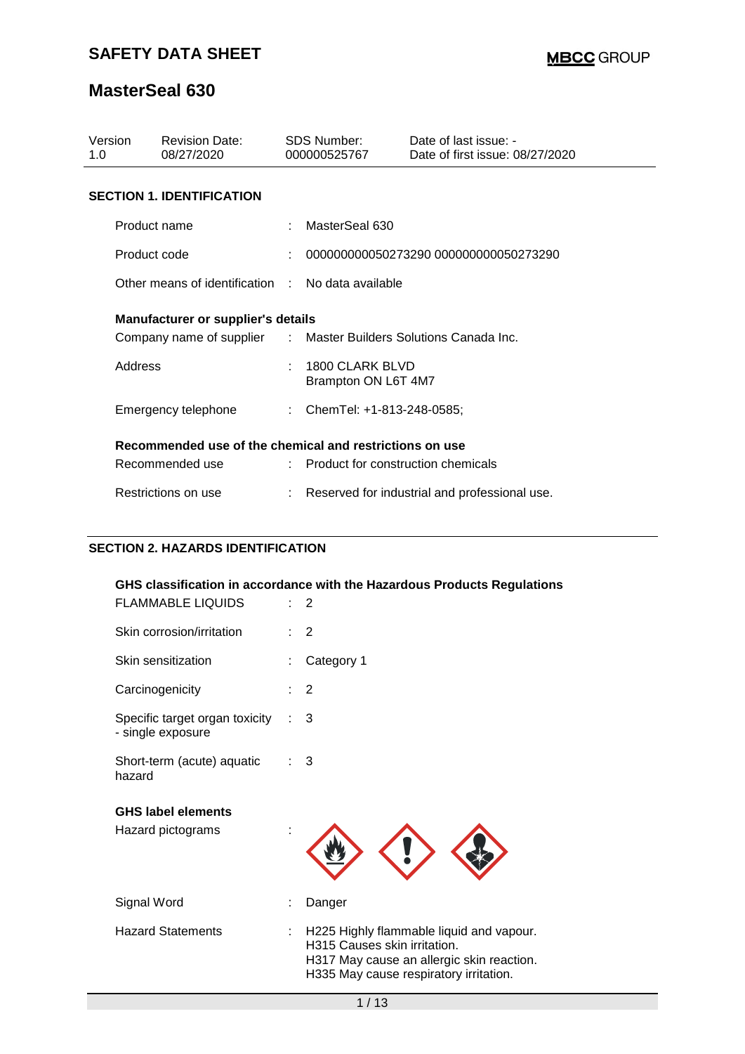# SAFETY DATA SHEET

**MBCC GROUP**

# MasterSeal 630

| Version | Revision Date: | SDS Number: | Date of last issue: - |
|---|---|---|---|
| 1.0 | 08/27/2020 | 000000525767 | Date of first issue: 08/27/2020 |

## SECTION 1. IDENTIFICATION

| | | |
|---|---|---|
| Product name | : | MasterSeal 630 |
| Product code | : | 000000000050273290 000000000050273290 |
| Other means of identification | : | No data available |

**Manufacturer or supplier's details**

| | | |
|---|---|---|
| Company name of supplier | : | Master Builders Solutions Canada Inc. |
| Address | : | 1800 CLARK BLVD<br>Brampton ON L6T 4M7 |
| Emergency telephone | : | ChemTel: +1-813-248-0585; |

**Recommended use of the chemical and restrictions on use**

| | | |
|---|---|---|
| Recommended use | : | Product for construction chemicals |
| Restrictions on use | : | Reserved for industrial and professional use. |

## SECTION 2. HAZARDS IDENTIFICATION

**GHS classification in accordance with the Hazardous Products Regulations**

| | | |
|---|---|---|
| FLAMMABLE LIQUIDS | : | 2 |
| Skin corrosion/irritation | : | 2 |
| Skin sensitization | : | Category 1 |
| Carcinogenicity | : | 2 |
| Specific target organ toxicity - single exposure | : | 3 |
| Short-term (acute) aquatic hazard | : | 3 |

**GHS label elements**

Hazard pictograms :

| | | |
|---|---|---|
| Signal Word | : | Danger |
| Hazard Statements | : | H225 Highly flammable liquid and vapour.<br>H315 Causes skin irritation.<br>H317 May cause an allergic skin reaction.<br>H335 May cause respiratory irritation. |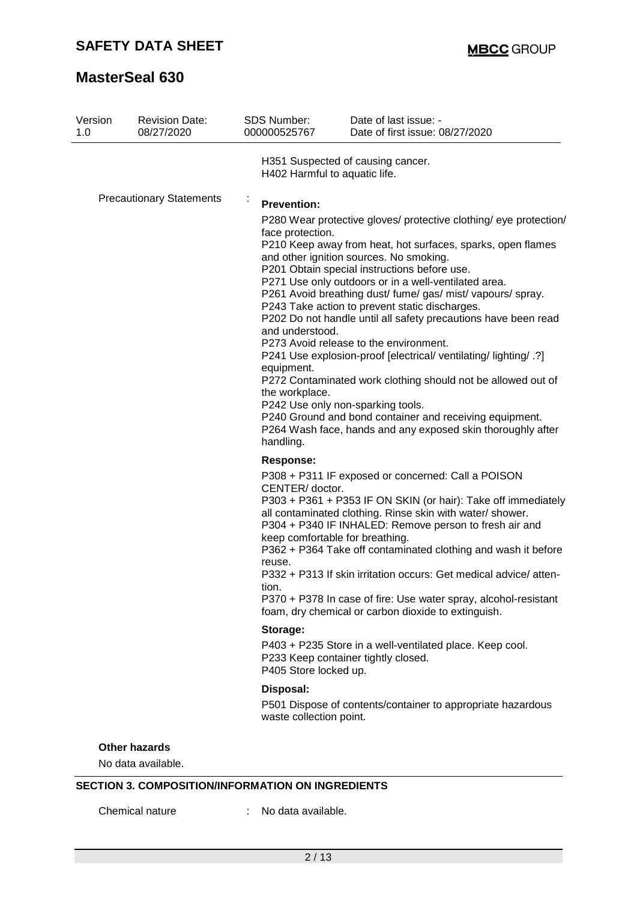H351 Suspected of causing cancer.
H402 Harmful to aquatic life.

Precautionary Statements :

**Prevention:**

P280 Wear protective gloves/ protective clothing/ eye protection/ face protection.
P210 Keep away from heat, hot surfaces, sparks, open flames and other ignition sources. No smoking.
P201 Obtain special instructions before use.
P271 Use only outdoors or in a well-ventilated area.
P261 Avoid breathing dust/ fume/ gas/ mist/ vapours/ spray.
P243 Take action to prevent static discharges.
P202 Do not handle until all safety precautions have been read and understood.
P273 Avoid release to the environment.
P241 Use explosion-proof [electrical/ ventilating/ lighting/ .?] equipment.
P272 Contaminated work clothing should not be allowed out of the workplace.
P242 Use only non-sparking tools.
P240 Ground and bond container and receiving equipment.
P264 Wash face, hands and any exposed skin thoroughly after handling.

**Response:**

P308 + P311 IF exposed or concerned: Call a POISON CENTER/ doctor.
P303 + P361 + P353 IF ON SKIN (or hair): Take off immediately all contaminated clothing. Rinse skin with water/ shower.
P304 + P340 IF INHALED: Remove person to fresh air and keep comfortable for breathing.
P362 + P364 Take off contaminated clothing and wash it before reuse.
P332 + P313 If skin irritation occurs: Get medical advice/ attention.
P370 + P378 In case of fire: Use water spray, alcohol-resistant foam, dry chemical or carbon dioxide to extinguish.

**Storage:**

P403 + P235 Store in a well-ventilated place. Keep cool.
P233 Keep container tightly closed.
P405 Store locked up.

**Disposal:**

P501 Dispose of contents/container to appropriate hazardous waste collection point.

**Other hazards**

No data available.

## SECTION 3. COMPOSITION/INFORMATION ON INGREDIENTS

Chemical nature : No data available.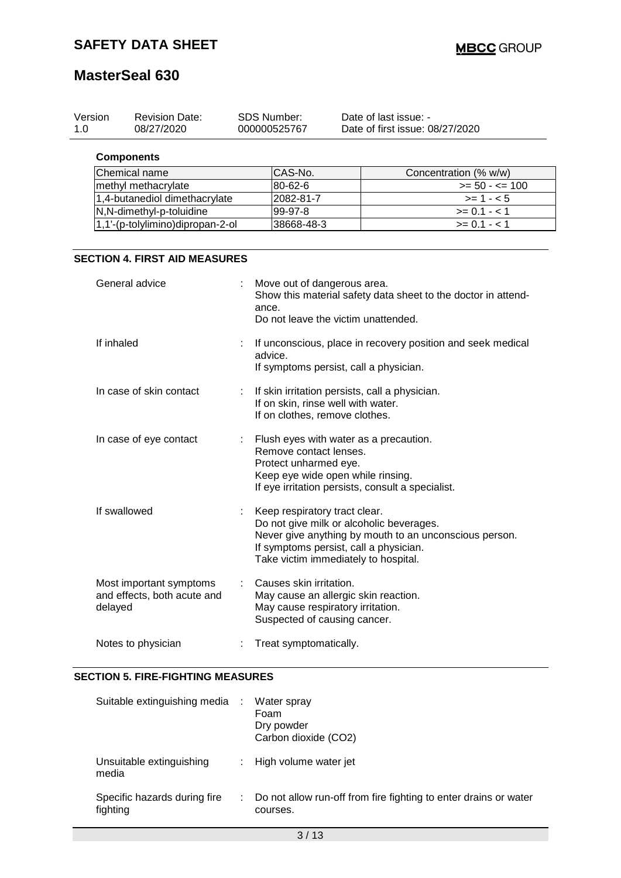| Version | Revision Date: | SDS Number: | Date of last issue: - |
|---|---|---|---|
| 1.0 | 08/27/2020 | 000000525767 | Date of first issue: 08/27/2020 |

**Components**

| Chemical name | CAS-No. | Concentration (% w/w) |
|---|---|---|
| methyl methacrylate | 80-62-6 | >= 50 - <= 100 |
| 1,4-butanediol dimethacrylate | 2082-81-7 | >= 1 - < 5 |
| N,N-dimethyl-p-toluidine | 99-97-8 | >= 0.1 - < 1 |
| 1,1'-(p-tolylimino)dipropan-2-ol | 38668-48-3 | >= 0.1 - < 1 |

## SECTION 4. FIRST AID MEASURES

General advice : Move out of dangerous area.
Show this material safety data sheet to the doctor in attendance.
Do not leave the victim unattended.

If inhaled : If unconscious, place in recovery position and seek medical advice.
If symptoms persist, call a physician.

In case of skin contact : If skin irritation persists, call a physician.
If on skin, rinse well with water.
If on clothes, remove clothes.

In case of eye contact : Flush eyes with water as a precaution.
Remove contact lenses.
Protect unharmed eye.
Keep eye wide open while rinsing.
If eye irritation persists, consult a specialist.

If swallowed : Keep respiratory tract clear.
Do not give milk or alcoholic beverages.
Never give anything by mouth to an unconscious person.
If symptoms persist, call a physician.
Take victim immediately to hospital.

Most important symptoms and effects, both acute and delayed : Causes skin irritation.
May cause an allergic skin reaction.
May cause respiratory irritation.
Suspected of causing cancer.

Notes to physician : Treat symptomatically.

## SECTION 5. FIRE-FIGHTING MEASURES

Suitable extinguishing media : Water spray
Foam
Dry powder
Carbon dioxide ($CO_2$)

Unsuitable extinguishing media : High volume water jet

Specific hazards during fire fighting : Do not allow run-off from fire fighting to enter drains or water courses.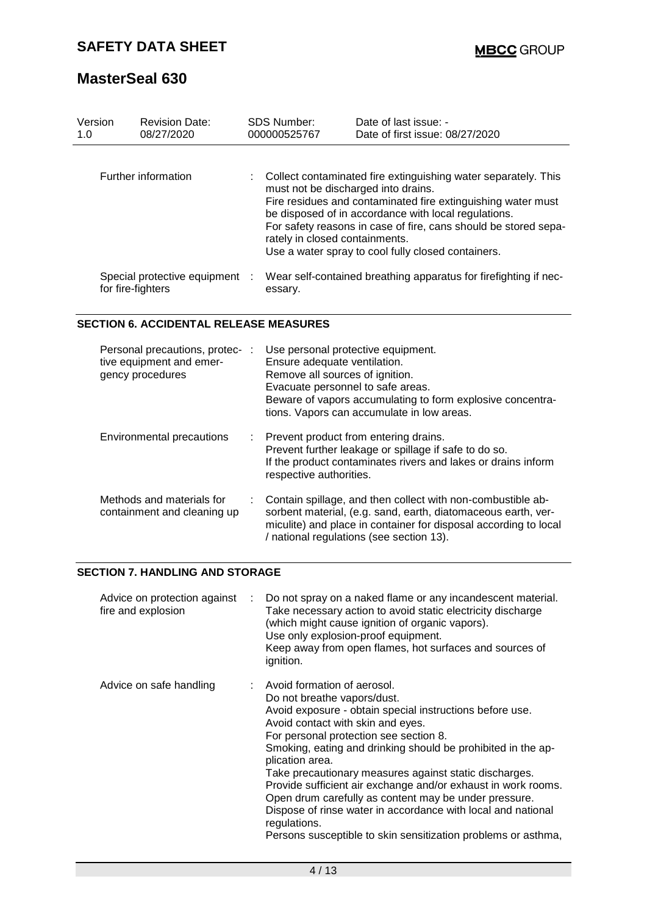| Version | Revision Date: | SDS Number: | Date of last issue: - |
|---|---|---|---|
| 1.0 | 08/27/2020 | 000000525767 | Date of first issue: 08/27/2020 |

| | | |
|---|---|---|
| Further information | : | Collect contaminated fire extinguishing water separately. This must not be discharged into drains.<br>Fire residues and contaminated fire extinguishing water must be disposed of in accordance with local regulations.<br>For safety reasons in case of fire, cans should be stored separately in closed containments.<br>Use a water spray to cool fully closed containers. |
| Special protective equipment for fire-fighters | : | Wear self-contained breathing apparatus for firefighting if necessary. |

## SECTION 6. ACCIDENTAL RELEASE MEASURES

| | | |
|---|---|---|
| Personal precautions, protective equipment and emergency procedures | : | Use personal protective equipment.<br>Ensure adequate ventilation.<br>Remove all sources of ignition.<br>Evacuate personnel to safe areas.<br>Beware of vapors accumulating to form explosive concentrations. Vapors can accumulate in low areas. |
| Environmental precautions | : | Prevent product from entering drains.<br>Prevent further leakage or spillage if safe to do so.<br>If the product contaminates rivers and lakes or drains inform respective authorities. |
| Methods and materials for containment and cleaning up | : | Contain spillage, and then collect with non-combustible absorbent material, (e.g. sand, earth, diatomaceous earth, vermiculite) and place in container for disposal according to local / national regulations (see section 13). |

## SECTION 7. HANDLING AND STORAGE

| | | |
|---|---|---|
| Advice on protection against fire and explosion | : | Do not spray on a naked flame or any incandescent material.<br>Take necessary action to avoid static electricity discharge (which might cause ignition of organic vapors).<br>Use only explosion-proof equipment.<br>Keep away from open flames, hot surfaces and sources of ignition. |
| Advice on safe handling | : | Avoid formation of aerosol.<br>Do not breathe vapors/dust.<br>Avoid exposure - obtain special instructions before use.<br>Avoid contact with skin and eyes.<br>For personal protection see section 8.<br>Smoking, eating and drinking should be prohibited in the application area.<br>Take precautionary measures against static discharges.<br>Provide sufficient air exchange and/or exhaust in work rooms.<br>Open drum carefully as content may be under pressure.<br>Dispose of rinse water in accordance with local and national regulations.<br>Persons susceptible to skin sensitization problems or asthma, |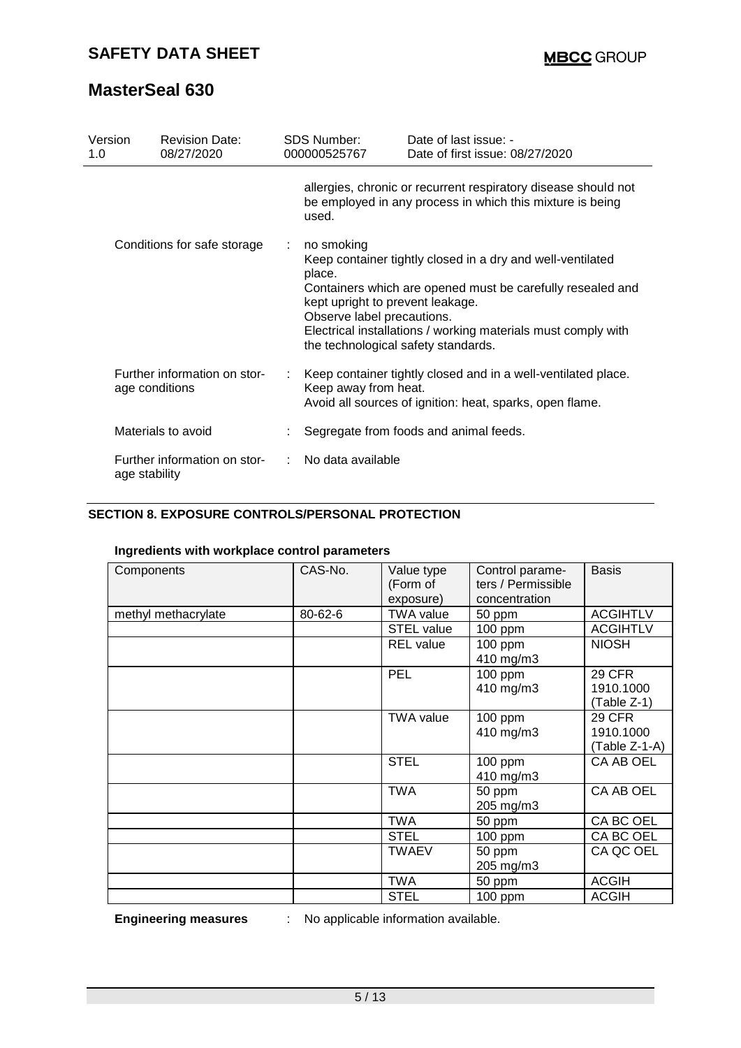allergies, chronic or recurrent respiratory disease should not be employed in any process in which this mixture is being used.

Conditions for safe storage : no smoking
Keep container tightly closed in a dry and well-ventilated place.
Containers which are opened must be carefully resealed and kept upright to prevent leakage.
Observe label precautions.
Electrical installations / working materials must comply with the technological safety standards.

Further information on storage conditions : Keep container tightly closed and in a well-ventilated place.
Keep away from heat.
Avoid all sources of ignition: heat, sparks, open flame.

Materials to avoid : Segregate from foods and animal feeds.

Further information on storage stability : No data available

## SECTION 8. EXPOSURE CONTROLS/PERSONAL PROTECTION

### Ingredients with workplace control parameters

| Components | CAS-No. | Value type (Form of exposure) | Control parameters / Permissible concentration | Basis |
|---|---|---|---|---|
| methyl methacrylate | 80-62-6 | TWA value | 50 ppm | ACGIHTLV |
| | | STEL value | 100 ppm | ACGIHTLV |
| | | REL value | 100 ppm<br>410 mg/m3 | NIOSH |
| | | PEL | 100 ppm<br>410 mg/m3 | 29 CFR 1910.1000 (Table Z-1) |
| | | TWA value | 100 ppm<br>410 mg/m3 | 29 CFR 1910.1000 (Table Z-1-A) |
| | | STEL | 100 ppm<br>410 mg/m3 | CA AB OEL |
| | | TWA | 50 ppm<br>205 mg/m3 | CA AB OEL |
| | | TWA | 50 ppm | CA BC OEL |
| | | STEL | 100 ppm | CA BC OEL |
| | | TWAEV | 50 ppm<br>205 mg/m3 | CA QC OEL |
| | | TWA | 50 ppm | ACGIH |
| | | STEL | 100 ppm | ACGIH |

**Engineering measures** : No applicable information available.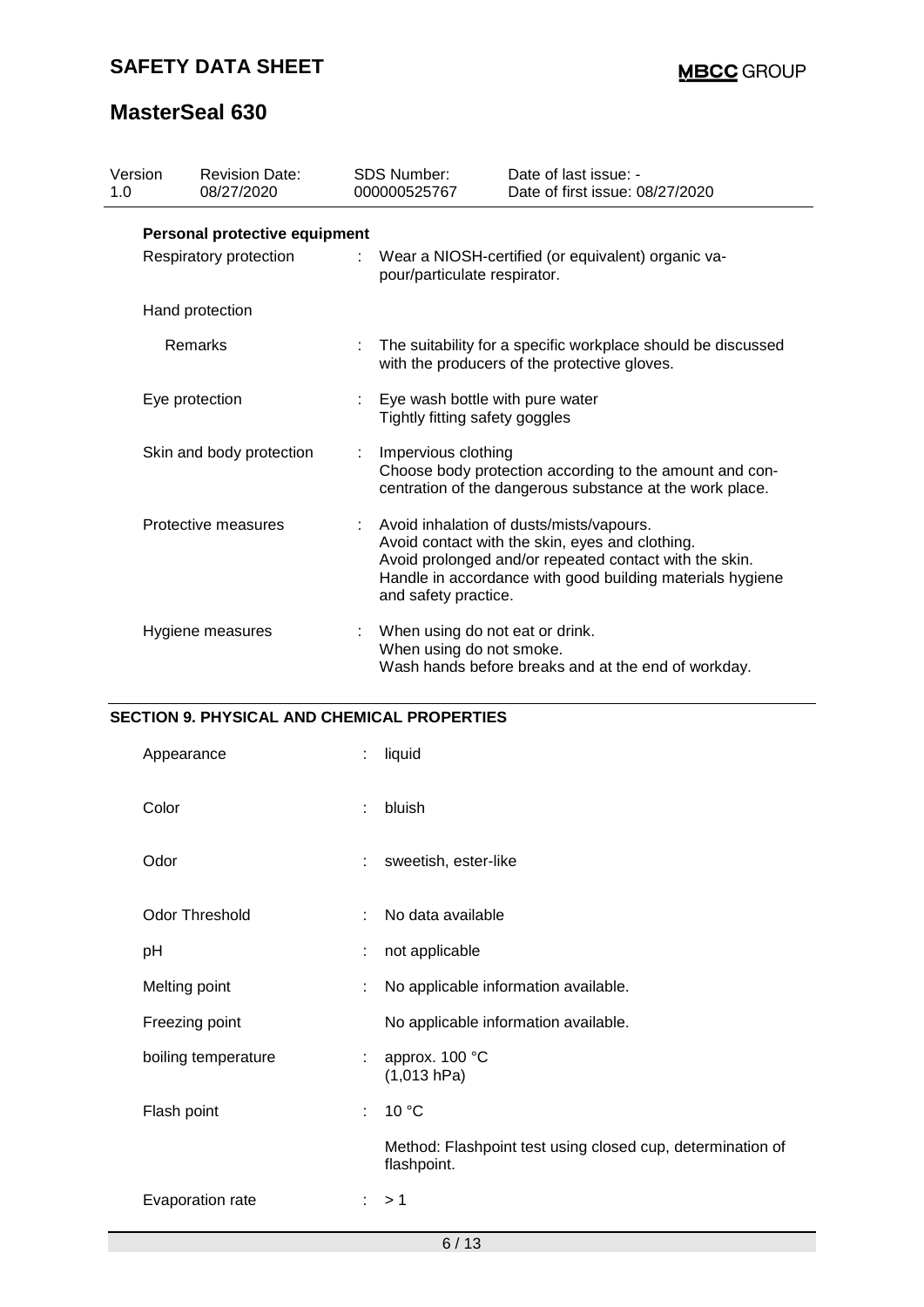| Version 1.0 | Revision Date: 08/27/2020 | SDS Number: 000000525767 | Date of last issue: - Date of first issue: 08/27/2020 |
|---|---|---|---|

**Personal protective equipment**

| | | |
|---|---|---|
| Respiratory protection | : | Wear a NIOSH-certified (or equivalent) organic vapour/particulate respirator. |
| Hand protection | | |
| Remarks | : | The suitability for a specific workplace should be discussed with the producers of the protective gloves. |
| Eye protection | : | Eye wash bottle with pure water<br>Tightly fitting safety goggles |
| Skin and body protection | : | Impervious clothing<br>Choose body protection according to the amount and concentration of the dangerous substance at the work place. |
| Protective measures | : | Avoid inhalation of dusts/mists/vapours.<br>Avoid contact with the skin, eyes and clothing.<br>Avoid prolonged and/or repeated contact with the skin.<br>Handle in accordance with good building materials hygiene and safety practice. |
| Hygiene measures | : | When using do not eat or drink.<br>When using do not smoke.<br>Wash hands before breaks and at the end of workday. |

## SECTION 9. PHYSICAL AND CHEMICAL PROPERTIES

| | | |
|---|---|---|
| Appearance | : | liquid |
| Color | : | bluish |
| Odor | : | sweetish, ester-like |
| Odor Threshold | : | No data available |
| pH | : | not applicable |
| Melting point | : | No applicable information available. |
| Freezing point | | No applicable information available. |
| boiling temperature | : | approx. 100 °C<br>(1,013 hPa) |
| Flash point | : | 10 °C<br><br>Method: Flashpoint test using closed cup, determination of flashpoint. |
| Evaporation rate | : | > 1 |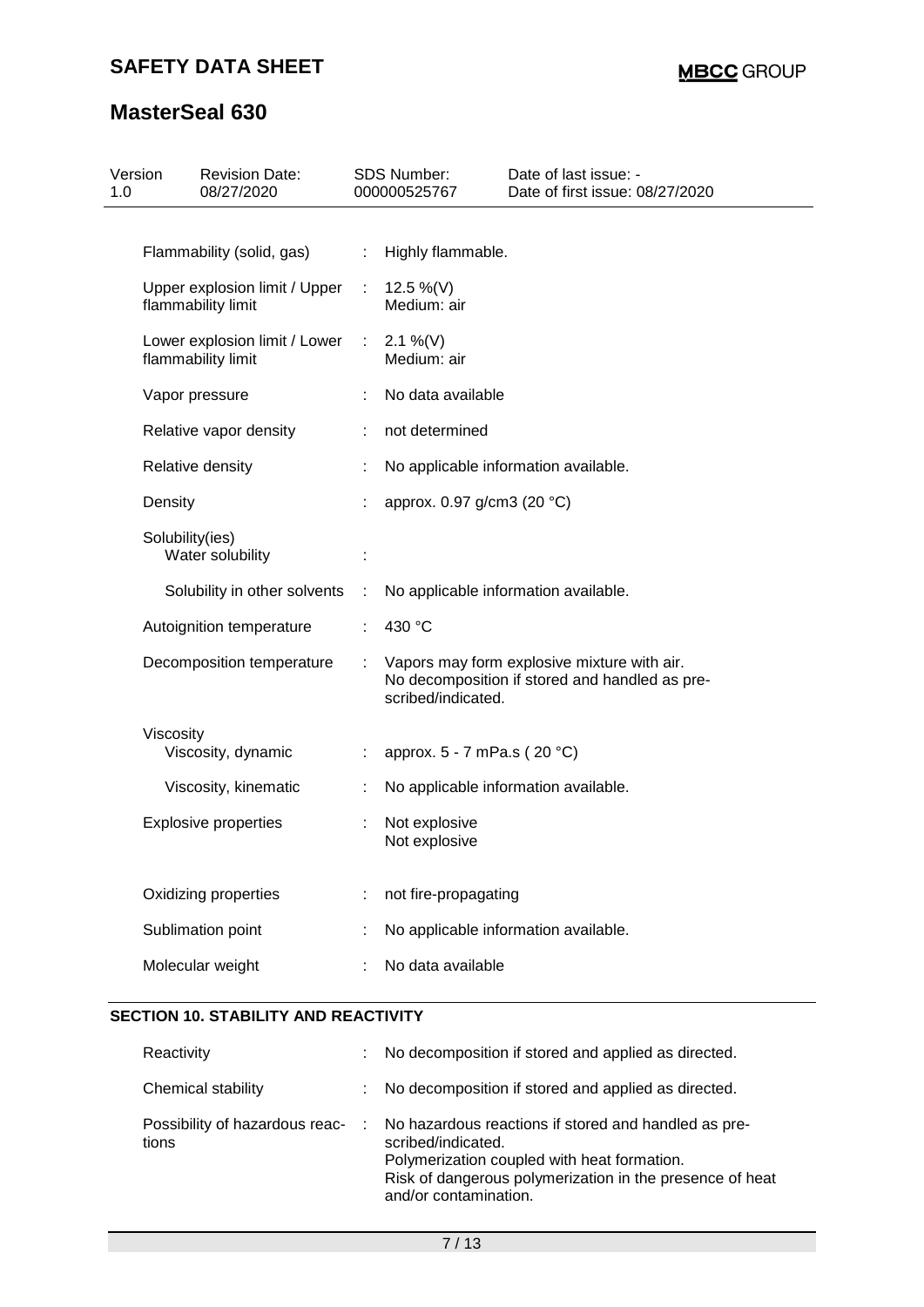| Property | | Value |
|---|---|---|
| Flammability (solid, gas) | : | Highly flammable. |
| Upper explosion limit / Upper flammability limit | : | 12.5 %(V)<br>Medium: air |
| Lower explosion limit / Lower flammability limit | : | 2.1 %(V)<br>Medium: air |
| Vapor pressure | : | No data available |
| Relative vapor density | : | not determined |
| Relative density | : | No applicable information available. |
| Density | : | approx. 0.97 g/cm3 (20 °C) |
| Solubility(ies)<br>Water solubility | : | |
| Solubility in other solvents | : | No applicable information available. |
| Autoignition temperature | : | 430 °C |
| Decomposition temperature | : | Vapors may form explosive mixture with air.<br>No decomposition if stored and handled as prescribed/indicated. |
| Viscosity<br>Viscosity, dynamic | : | approx. 5 - 7 mPa.s ( 20 °C) |
| Viscosity, kinematic | : | No applicable information available. |
| Explosive properties | : | Not explosive<br>Not explosive |
| Oxidizing properties | : | not fire-propagating |
| Sublimation point | : | No applicable information available. |
| Molecular weight | : | No data available |

## SECTION 10. STABILITY AND REACTIVITY

| Property | | Value |
|---|---|---|
| Reactivity | : | No decomposition if stored and applied as directed. |
| Chemical stability | : | No decomposition if stored and applied as directed. |
| Possibility of hazardous reactions | : | No hazardous reactions if stored and handled as prescribed/indicated.<br>Polymerization coupled with heat formation.<br>Risk of dangerous polymerization in the presence of heat and/or contamination. |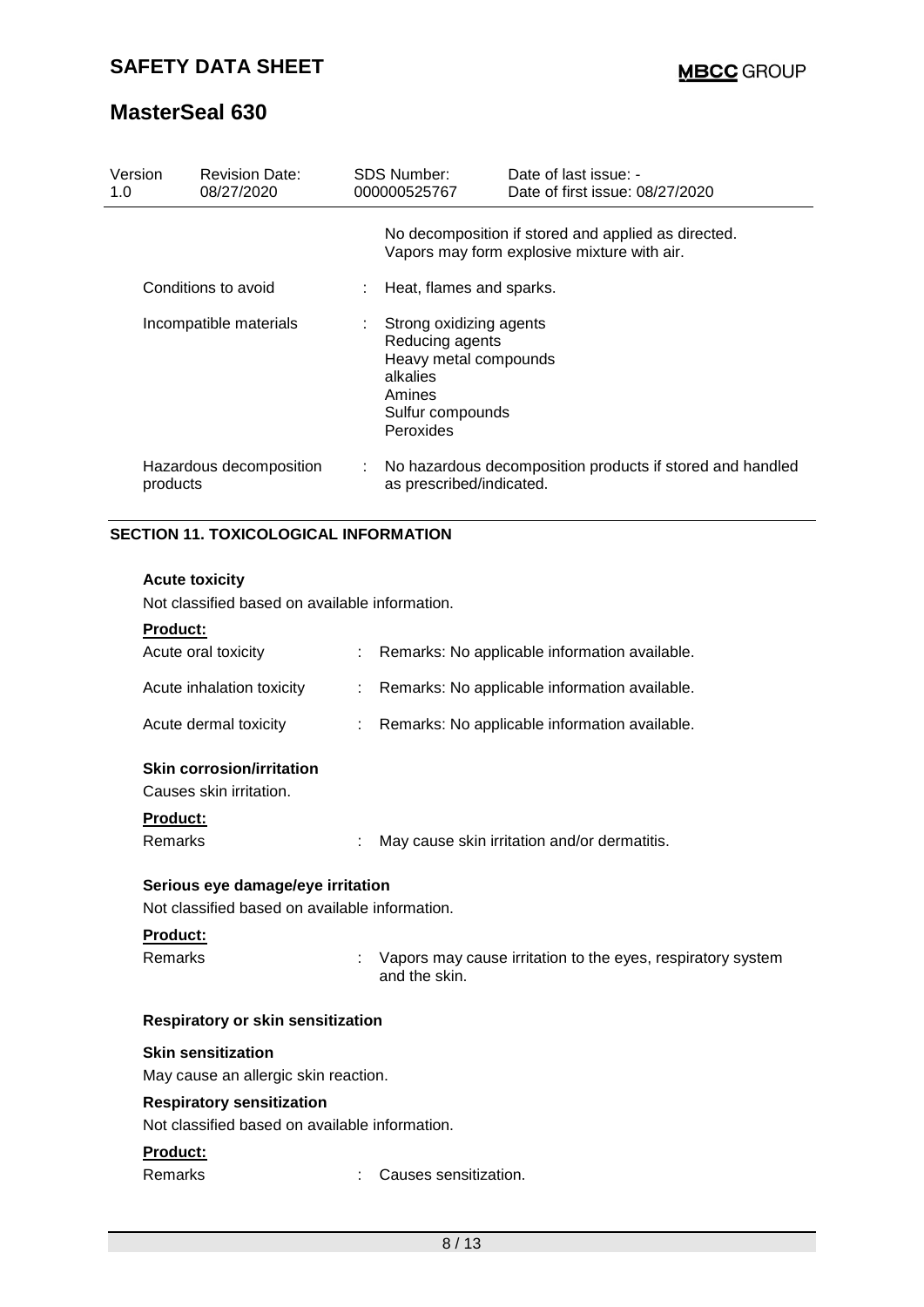| Version 1.0 | Revision Date: 08/27/2020 | SDS Number: 000000525767 | Date of last issue: - Date of first issue: 08/27/2020 |
|---|---|---|---|

No decomposition if stored and applied as directed.
Vapors may form explosive mixture with air.

| | | |
|---|---|---|
| Conditions to avoid | : | Heat, flames and sparks. |
| Incompatible materials | : | Strong oxidizing agents<br>Reducing agents<br>Heavy metal compounds<br>alkalies<br>Amines<br>Sulfur compounds<br>Peroxides |
| Hazardous decomposition products | : | No hazardous decomposition products if stored and handled as prescribed/indicated. |

## SECTION 11. TOXICOLOGICAL INFORMATION

### Acute toxicity

Not classified based on available information.

**Product:**

| | | |
|---|---|---|
| Acute oral toxicity | : | Remarks: No applicable information available. |
| Acute inhalation toxicity | : | Remarks: No applicable information available. |
| Acute dermal toxicity | : | Remarks: No applicable information available. |

### Skin corrosion/irritation

Causes skin irritation.

**Product:**

| | | |
|---|---|---|
| Remarks | : | May cause skin irritation and/or dermatitis. |

### Serious eye damage/eye irritation

Not classified based on available information.

**Product:**

| | | |
|---|---|---|
| Remarks | : | Vapors may cause irritation to the eyes, respiratory system and the skin. |

### Respiratory or skin sensitization

**Skin sensitization**

May cause an allergic skin reaction.

**Respiratory sensitization**

Not classified based on available information.

**Product:**

| | | |
|---|---|---|
| Remarks | : | Causes sensitization. |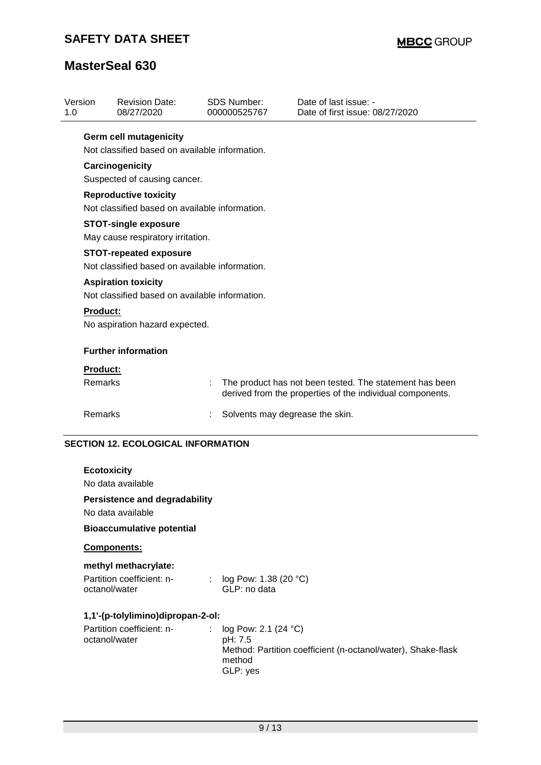**Germ cell mutagenicity**

Not classified based on available information.

**Carcinogenicity**

Suspected of causing cancer.

**Reproductive toxicity**

Not classified based on available information.

**STOT-single exposure**

May cause respiratory irritation.

**STOT-repeated exposure**

Not classified based on available information.

**Aspiration toxicity**

Not classified based on available information.

**Product:**

No aspiration hazard expected.

**Further information**

**Product:**

| | | |
|---|---|---|
| Remarks | : | The product has not been tested. The statement has been derived from the properties of the individual components. |
| Remarks | : | Solvents may degrease the skin. |

## SECTION 12. ECOLOGICAL INFORMATION

**Ecotoxicity**

No data available

**Persistence and degradability**

No data available

**Bioaccumulative potential**

**Components:**

**methyl methacrylate:**

| | | |
|---|---|---|
| Partition coefficient: n-octanol/water | : | log Pow: 1.38 (20 °C)<br>GLP: no data |

**1,1'-(p-tolylimino)dipropan-2-ol:**

| | | |
|---|---|---|
| Partition coefficient: n-octanol/water | : | log Pow: 2.1 (24 °C)<br>pH: 7.5<br>Method: Partition coefficient (n-octanol/water), Shake-flask method<br>GLP: yes |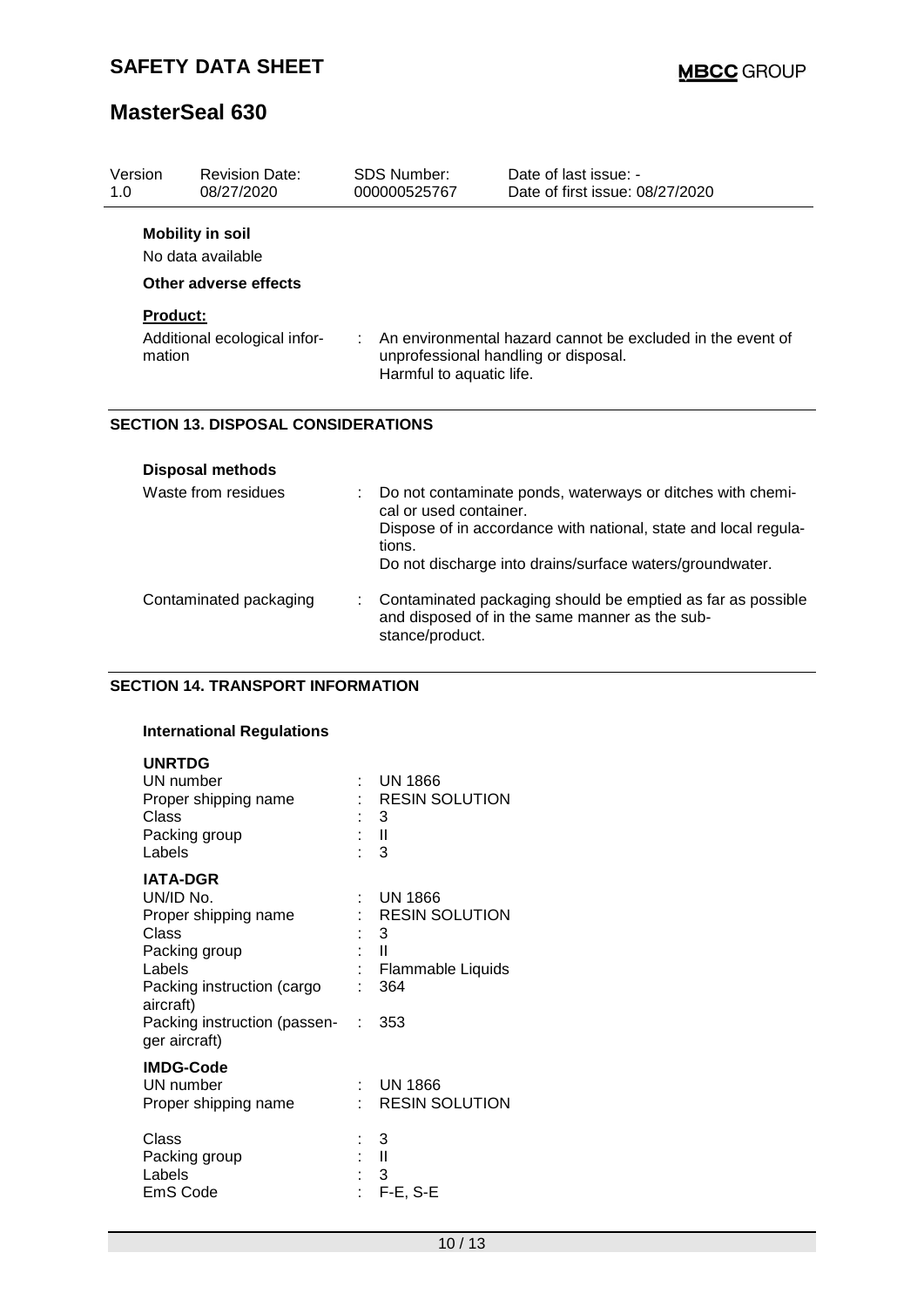**Mobility in soil**

No data available

**Other adverse effects**

**Product:**

| | | |
|---|---|---|
| Additional ecological information | : | An environmental hazard cannot be excluded in the event of unprofessional handling or disposal. Harmful to aquatic life. |

## SECTION 13. DISPOSAL CONSIDERATIONS

**Disposal methods**

| | | |
|---|---|---|
| Waste from residues | : | Do not contaminate ponds, waterways or ditches with chemical or used container. Dispose of in accordance with national, state and local regulations. Do not discharge into drains/surface waters/groundwater. |
| Contaminated packaging | : | Contaminated packaging should be emptied as far as possible and disposed of in the same manner as the substance/product. |

## SECTION 14. TRANSPORT INFORMATION

**International Regulations**

**UNRTDG**

| | | |
|---|---|---|
| UN number | : | UN 1866 |
| Proper shipping name | : | RESIN SOLUTION |
| Class | : | 3 |
| Packing group | : | II |
| Labels | : | 3 |

**IATA-DGR**

| | | |
|---|---|---|
| UN/ID No. | : | UN 1866 |
| Proper shipping name | : | RESIN SOLUTION |
| Class | : | 3 |
| Packing group | : | II |
| Labels | : | Flammable Liquids |
| Packing instruction (cargo aircraft) | : | 364 |
| Packing instruction (passenger aircraft) | : | 353 |

**IMDG-Code**

| | | |
|---|---|---|
| UN number | : | UN 1866 |
| Proper shipping name | : | RESIN SOLUTION |
| Class | : | 3 |
| Packing group | : | II |
| Labels | : | 3 |
| EmS Code | : | F-E, S-E |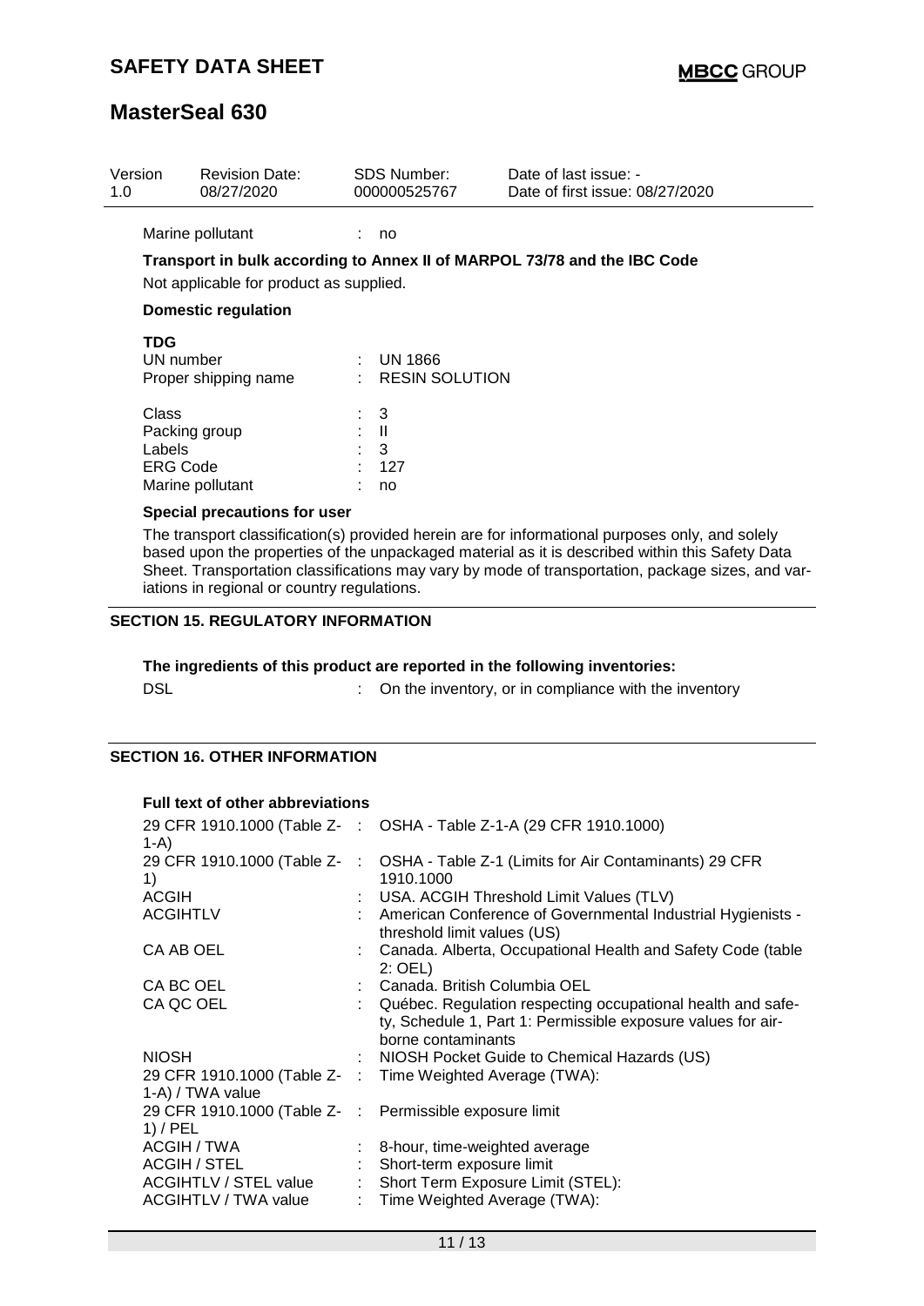| Version | Revision Date: | SDS Number: | Date of last issue: - |
|---|---|---|---|
| 1.0 | 08/27/2020 | 000000525767 | Date of first issue: 08/27/2020 |

Marine pollutant : no

**Transport in bulk according to Annex II of MARPOL 73/78 and the IBC Code**

Not applicable for product as supplied.

**Domestic regulation**

**TDG**

| | | |
|---|---|---|
| UN number | : | UN 1866 |
| Proper shipping name | : | RESIN SOLUTION |
| Class | : | 3 |
| Packing group | : | II |
| Labels | : | 3 |
| ERG Code | : | 127 |
| Marine pollutant | : | no |

**Special precautions for user**

The transport classification(s) provided herein are for informational purposes only, and solely based upon the properties of the unpackaged material as it is described within this Safety Data Sheet. Transportation classifications may vary by mode of transportation, package sizes, and variations in regional or country regulations.

## SECTION 15. REGULATORY INFORMATION

**The ingredients of this product are reported in the following inventories:**

DSL : On the inventory, or in compliance with the inventory

## SECTION 16. OTHER INFORMATION

**Full text of other abbreviations**

| | | |
|---|---|---|
| 29 CFR 1910.1000 (Table Z-1-A) | : | OSHA - Table Z-1-A (29 CFR 1910.1000) |
| 29 CFR 1910.1000 (Table Z-1) | : | OSHA - Table Z-1 (Limits for Air Contaminants) 29 CFR 1910.1000 |
| ACGIH | : | USA. ACGIH Threshold Limit Values (TLV) |
| ACGIHTLV | : | American Conference of Governmental Industrial Hygienists - threshold limit values (US) |
| CA AB OEL | : | Canada. Alberta, Occupational Health and Safety Code (table 2: OEL) |
| CA BC OEL | : | Canada. British Columbia OEL |
| CA QC OEL | : | Québec. Regulation respecting occupational health and safety, Schedule 1, Part 1: Permissible exposure values for airborne contaminants |
| NIOSH | : | NIOSH Pocket Guide to Chemical Hazards (US) |
| 29 CFR 1910.1000 (Table Z-1-A) / TWA value | : | Time Weighted Average (TWA): |
| 29 CFR 1910.1000 (Table Z-1) / PEL | : | Permissible exposure limit |
| ACGIH / TWA | : | 8-hour, time-weighted average |
| ACGIH / STEL | : | Short-term exposure limit |
| ACGIHTLV / STEL value | : | Short Term Exposure Limit (STEL): |
| ACGIHTLV / TWA value | : | Time Weighted Average (TWA): |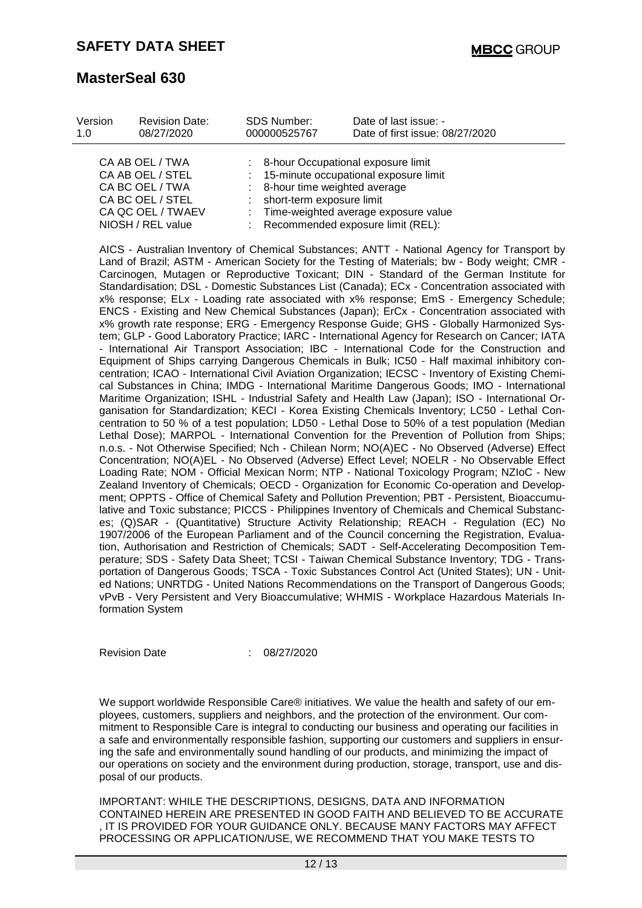| Version | Revision Date: | SDS Number: | Date of last issue: - |
|---|---|---|---|
| 1.0 | 08/27/2020 | 000000525767 | Date of first issue: 08/27/2020 |

| | | |
|---|---|---|
| CA AB OEL / TWA | : | 8-hour Occupational exposure limit |
| CA AB OEL / STEL | : | 15-minute occupational exposure limit |
| CA BC OEL / TWA | : | 8-hour time weighted average |
| CA BC OEL / STEL | : | short-term exposure limit |
| CA QC OEL / TWAEV | : | Time-weighted average exposure value |
| NIOSH / REL value | : | Recommended exposure limit (REL): |

AICS - Australian Inventory of Chemical Substances; ANTT - National Agency for Transport by Land of Brazil; ASTM - American Society for the Testing of Materials; bw - Body weight; CMR - Carcinogen, Mutagen or Reproductive Toxicant; DIN - Standard of the German Institute for Standardisation; DSL - Domestic Substances List (Canada); ECx - Concentration associated with x% response; ELx - Loading rate associated with x% response; EmS - Emergency Schedule; ENCS - Existing and New Chemical Substances (Japan); ErCx - Concentration associated with x% growth rate response; ERG - Emergency Response Guide; GHS - Globally Harmonized System; GLP - Good Laboratory Practice; IARC - International Agency for Research on Cancer; IATA - International Air Transport Association; IBC - International Code for the Construction and Equipment of Ships carrying Dangerous Chemicals in Bulk; IC50 - Half maximal inhibitory concentration; ICAO - International Civil Aviation Organization; IECSC - Inventory of Existing Chemical Substances in China; IMDG - International Maritime Dangerous Goods; IMO - International Maritime Organization; ISHL - Industrial Safety and Health Law (Japan); ISO - International Organisation for Standardization; KECI - Korea Existing Chemicals Inventory; LC50 - Lethal Concentration to 50 % of a test population; LD50 - Lethal Dose to 50% of a test population (Median Lethal Dose); MARPOL - International Convention for the Prevention of Pollution from Ships; n.o.s. - Not Otherwise Specified; Nch - Chilean Norm; NO(A)EC - No Observed (Adverse) Effect Concentration; NO(A)EL - No Observed (Adverse) Effect Level; NOELR - No Observable Effect Loading Rate; NOM - Official Mexican Norm; NTP - National Toxicology Program; NZIoC - New Zealand Inventory of Chemicals; OECD - Organization for Economic Co-operation and Development; OPPTS - Office of Chemical Safety and Pollution Prevention; PBT - Persistent, Bioaccumulative and Toxic substance; PICCS - Philippines Inventory of Chemicals and Chemical Substances; (Q)SAR - (Quantitative) Structure Activity Relationship; REACH - Regulation (EC) No 1907/2006 of the European Parliament and of the Council concerning the Registration, Evaluation, Authorisation and Restriction of Chemicals; SADT - Self-Accelerating Decomposition Temperature; SDS - Safety Data Sheet; TCSI - Taiwan Chemical Substance Inventory; TDG - Transportation of Dangerous Goods; TSCA - Toxic Substances Control Act (United States); UN - United Nations; UNRTDG - United Nations Recommendations on the Transport of Dangerous Goods; vPvB - Very Persistent and Very Bioaccumulative; WHMIS - Workplace Hazardous Materials Information System

Revision Date : 08/27/2020

We support worldwide Responsible Care® initiatives. We value the health and safety of our employees, customers, suppliers and neighbors, and the protection of the environment. Our commitment to Responsible Care is integral to conducting our business and operating our facilities in a safe and environmentally responsible fashion, supporting our customers and suppliers in ensuring the safe and environmentally sound handling of our products, and minimizing the impact of our operations on society and the environment during production, storage, transport, use and disposal of our products.

IMPORTANT: WHILE THE DESCRIPTIONS, DESIGNS, DATA AND INFORMATION CONTAINED HEREIN ARE PRESENTED IN GOOD FAITH AND BELIEVED TO BE ACCURATE , IT IS PROVIDED FOR YOUR GUIDANCE ONLY. BECAUSE MANY FACTORS MAY AFFECT PROCESSING OR APPLICATION/USE, WE RECOMMEND THAT YOU MAKE TESTS TO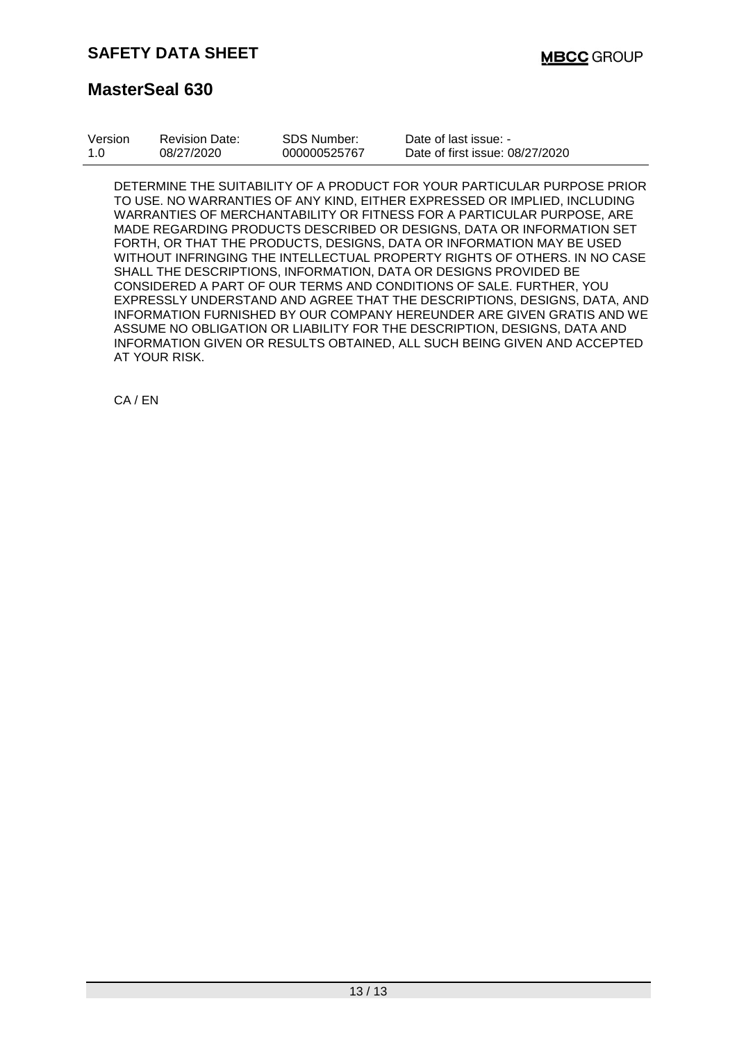DETERMINE THE SUITABILITY OF A PRODUCT FOR YOUR PARTICULAR PURPOSE PRIOR TO USE. NO WARRANTIES OF ANY KIND, EITHER EXPRESSED OR IMPLIED, INCLUDING WARRANTIES OF MERCHANTABILITY OR FITNESS FOR A PARTICULAR PURPOSE, ARE MADE REGARDING PRODUCTS DESCRIBED OR DESIGNS, DATA OR INFORMATION SET FORTH, OR THAT THE PRODUCTS, DESIGNS, DATA OR INFORMATION MAY BE USED WITHOUT INFRINGING THE INTELLECTUAL PROPERTY RIGHTS OF OTHERS. IN NO CASE SHALL THE DESCRIPTIONS, INFORMATION, DATA OR DESIGNS PROVIDED BE CONSIDERED A PART OF OUR TERMS AND CONDITIONS OF SALE. FURTHER, YOU EXPRESSLY UNDERSTAND AND AGREE THAT THE DESCRIPTIONS, DESIGNS, DATA, AND INFORMATION FURNISHED BY OUR COMPANY HEREUNDER ARE GIVEN GRATIS AND WE ASSUME NO OBLIGATION OR LIABILITY FOR THE DESCRIPTION, DESIGNS, DATA AND INFORMATION GIVEN OR RESULTS OBTAINED, ALL SUCH BEING GIVEN AND ACCEPTED AT YOUR RISK.

CA / EN